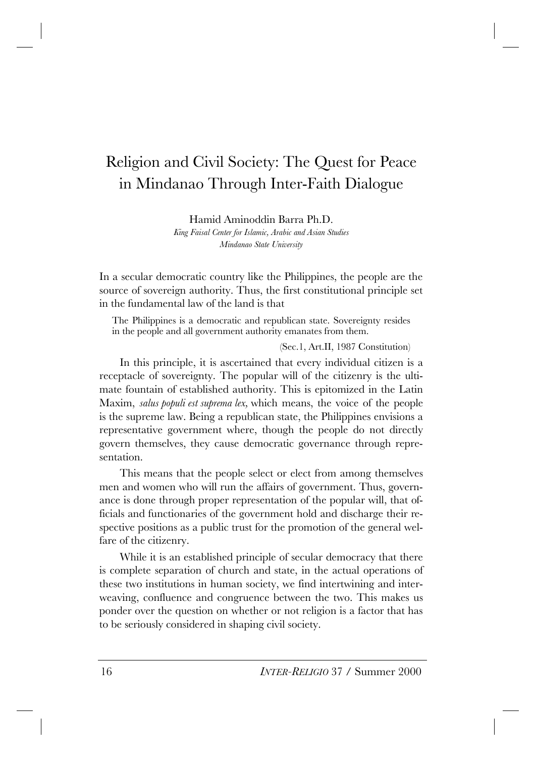# Religion and Civil Society: The Quest for Peace in Mindanao Through Inter-Faith Dialogue

Hamid Aminoddin Barra Ph.D.
*King Faisal Center for Islamic, Arabic and Asian Studies*
*Mindanao State University*

In a secular democratic country like the Philippines, the people are the source of sovereign authority. Thus, the first constitutional principle set in the fundamental law of the land is that

> The Philippines is a democratic and republican state. Sovereignty resides in the people and all government authority emanates from them.
>
> (Sec.1, Art.II, 1987 Constitution)

In this principle, it is ascertained that every individual citizen is a receptacle of sovereignty. The popular will of the citizenry is the ultimate fountain of established authority. This is epitomized in the Latin Maxim, *salus populi est suprema lex,* which means, the voice of the people is the supreme law. Being a republican state, the Philippines envisions a representative government where, though the people do not directly govern themselves, they cause democratic governance through representation.

This means that the people select or elect from among themselves men and women who will run the affairs of government. Thus, governance is done through proper representation of the popular will, that officials and functionaries of the government hold and discharge their respective positions as a public trust for the promotion of the general welfare of the citizenry.

While it is an established principle of secular democracy that there is complete separation of church and state, in the actual operations of these two institutions in human society, we find intertwining and interweaving, confluence and congruence between the two. This makes us ponder over the question on whether or not religion is a factor that has to be seriously considered in shaping civil society.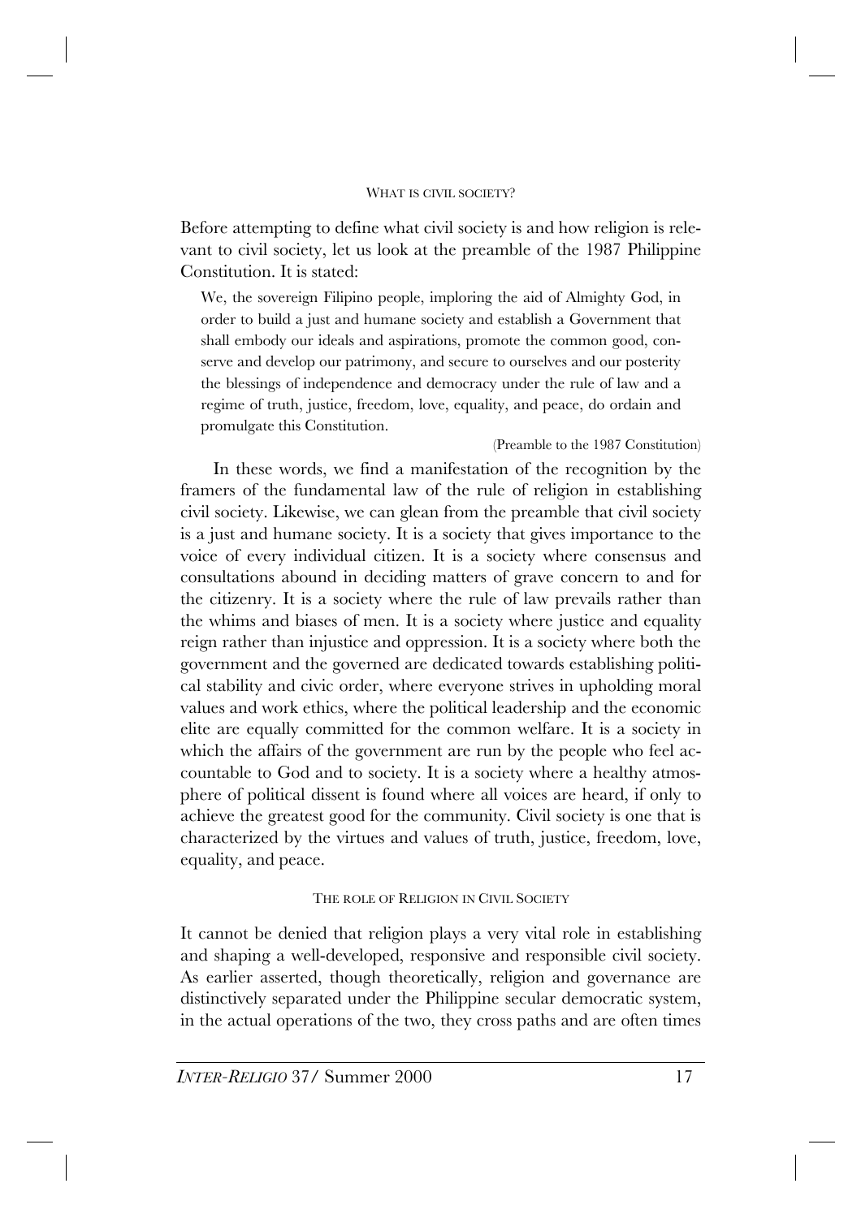## What is civil society?

Before attempting to define what civil society is and how religion is relevant to civil society, let us look at the preamble of the 1987 Philippine Constitution. It is stated:

> We, the sovereign Filipino people, imploring the aid of Almighty God, in order to build a just and humane society and establish a Government that shall embody our ideals and aspirations, promote the common good, conserve and develop our patrimony, and secure to ourselves and our posterity the blessings of independence and democracy under the rule of law and a regime of truth, justice, freedom, love, equality, and peace, do ordain and promulgate this Constitution.
>
> (Preamble to the 1987 Constitution)

In these words, we find a manifestation of the recognition by the framers of the fundamental law of the rule of religion in establishing civil society. Likewise, we can glean from the preamble that civil society is a just and humane society. It is a society that gives importance to the voice of every individual citizen. It is a society where consensus and consultations abound in deciding matters of grave concern to and for the citizenry. It is a society where the rule of law prevails rather than the whims and biases of men. It is a society where justice and equality reign rather than injustice and oppression. It is a society where both the government and the governed are dedicated towards establishing political stability and civic order, where everyone strives in upholding moral values and work ethics, where the political leadership and the economic elite are equally committed for the common welfare. It is a society in which the affairs of the government are run by the people who feel accountable to God and to society. It is a society where a healthy atmosphere of political dissent is found where all voices are heard, if only to achieve the greatest good for the community. Civil society is one that is characterized by the virtues and values of truth, justice, freedom, love, equality, and peace.

## The role of Religion in Civil Society

It cannot be denied that religion plays a very vital role in establishing and shaping a well-developed, responsive and responsible civil society. As earlier asserted, though theoretically, religion and governance are distinctively separated under the Philippine secular democratic system, in the actual operations of the two, they cross paths and are often times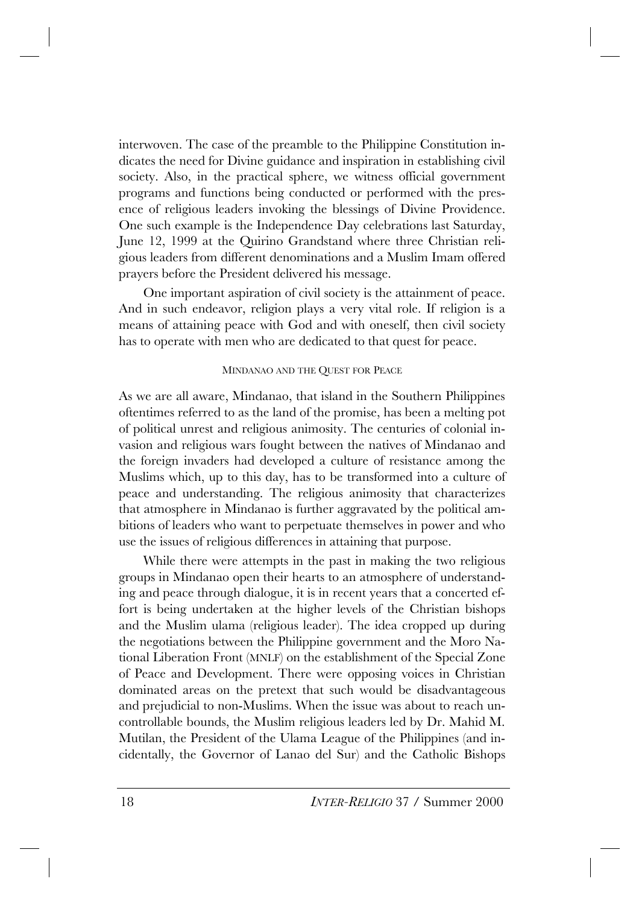interwoven. The case of the preamble to the Philippine Constitution indicates the need for Divine guidance and inspiration in establishing civil society. Also, in the practical sphere, we witness official government programs and functions being conducted or performed with the presence of religious leaders invoking the blessings of Divine Providence. One such example is the Independence Day celebrations last Saturday, June 12, 1999 at the Quirino Grandstand where three Christian religious leaders from different denominations and a Muslim Imam offered prayers before the President delivered his message.

One important aspiration of civil society is the attainment of peace. And in such endeavor, religion plays a very vital role. If religion is a means of attaining peace with God and with oneself, then civil society has to operate with men who are dedicated to that quest for peace.

## MINDANAO AND THE QUEST FOR PEACE

As we are all aware, Mindanao, that island in the Southern Philippines oftentimes referred to as the land of the promise, has been a melting pot of political unrest and religious animosity. The centuries of colonial invasion and religious wars fought between the natives of Mindanao and the foreign invaders had developed a culture of resistance among the Muslims which, up to this day, has to be transformed into a culture of peace and understanding. The religious animosity that characterizes that atmosphere in Mindanao is further aggravated by the political ambitions of leaders who want to perpetuate themselves in power and who use the issues of religious differences in attaining that purpose.

While there were attempts in the past in making the two religious groups in Mindanao open their hearts to an atmosphere of understanding and peace through dialogue, it is in recent years that a concerted effort is being undertaken at the higher levels of the Christian bishops and the Muslim ulama (religious leader). The idea cropped up during the negotiations between the Philippine government and the Moro National Liberation Front (MNLF) on the establishment of the Special Zone of Peace and Development. There were opposing voices in Christian dominated areas on the pretext that such would be disadvantageous and prejudicial to non-Muslims. When the issue was about to reach uncontrollable bounds, the Muslim religious leaders led by Dr. Mahid M. Mutilan, the President of the Ulama League of the Philippines (and incidentally, the Governor of Lanao del Sur) and the Catholic Bishops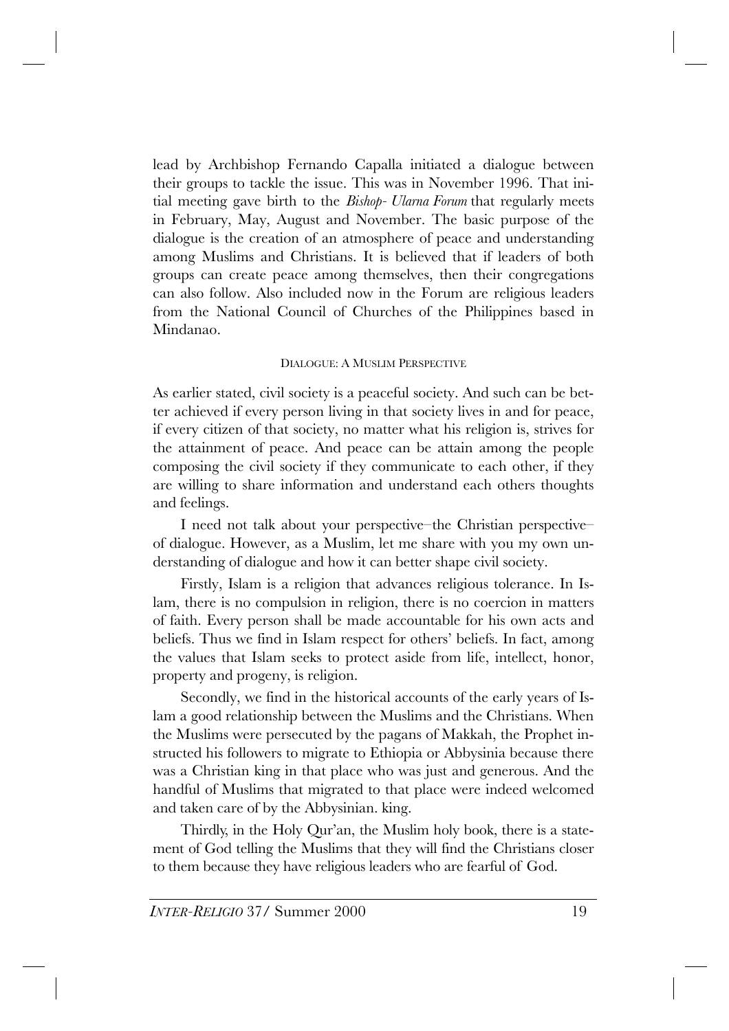lead by Archbishop Fernando Capalla initiated a dialogue between their groups to tackle the issue. This was in November 1996. That initial meeting gave birth to the *Bishop- Ularna Forum* that regularly meets in February, May, August and November. The basic purpose of the dialogue is the creation of an atmosphere of peace and understanding among Muslims and Christians. It is believed that if leaders of both groups can create peace among themselves, then their congregations can also follow. Also included now in the Forum are religious leaders from the National Council of Churches of the Philippines based in Mindanao.

## DIALOGUE: A MUSLIM PERSPECTIVE

As earlier stated, civil society is a peaceful society. And such can be better achieved if every person living in that society lives in and for peace, if every citizen of that society, no matter what his religion is, strives for the attainment of peace. And peace can be attain among the people composing the civil society if they communicate to each other, if they are willing to share information and understand each others thoughts and feelings.

I need not talk about your perspective–the Christian perspective–of dialogue. However, as a Muslim, let me share with you my own understanding of dialogue and how it can better shape civil society.

Firstly, Islam is a religion that advances religious tolerance. In Islam, there is no compulsion in religion, there is no coercion in matters of faith. Every person shall be made accountable for his own acts and beliefs. Thus we find in Islam respect for others' beliefs. In fact, among the values that Islam seeks to protect aside from life, intellect, honor, property and progeny, is religion.

Secondly, we find in the historical accounts of the early years of Islam a good relationship between the Muslims and the Christians. When the Muslims were persecuted by the pagans of Makkah, the Prophet instructed his followers to migrate to Ethiopia or Abbysinia because there was a Christian king in that place who was just and generous. And the handful of Muslims that migrated to that place were indeed welcomed and taken care of by the Abbysinian. king.

Thirdly, in the Holy Qur'an, the Muslim holy book, there is a statement of God telling the Muslims that they will find the Christians closer to them because they have religious leaders who are fearful of God.